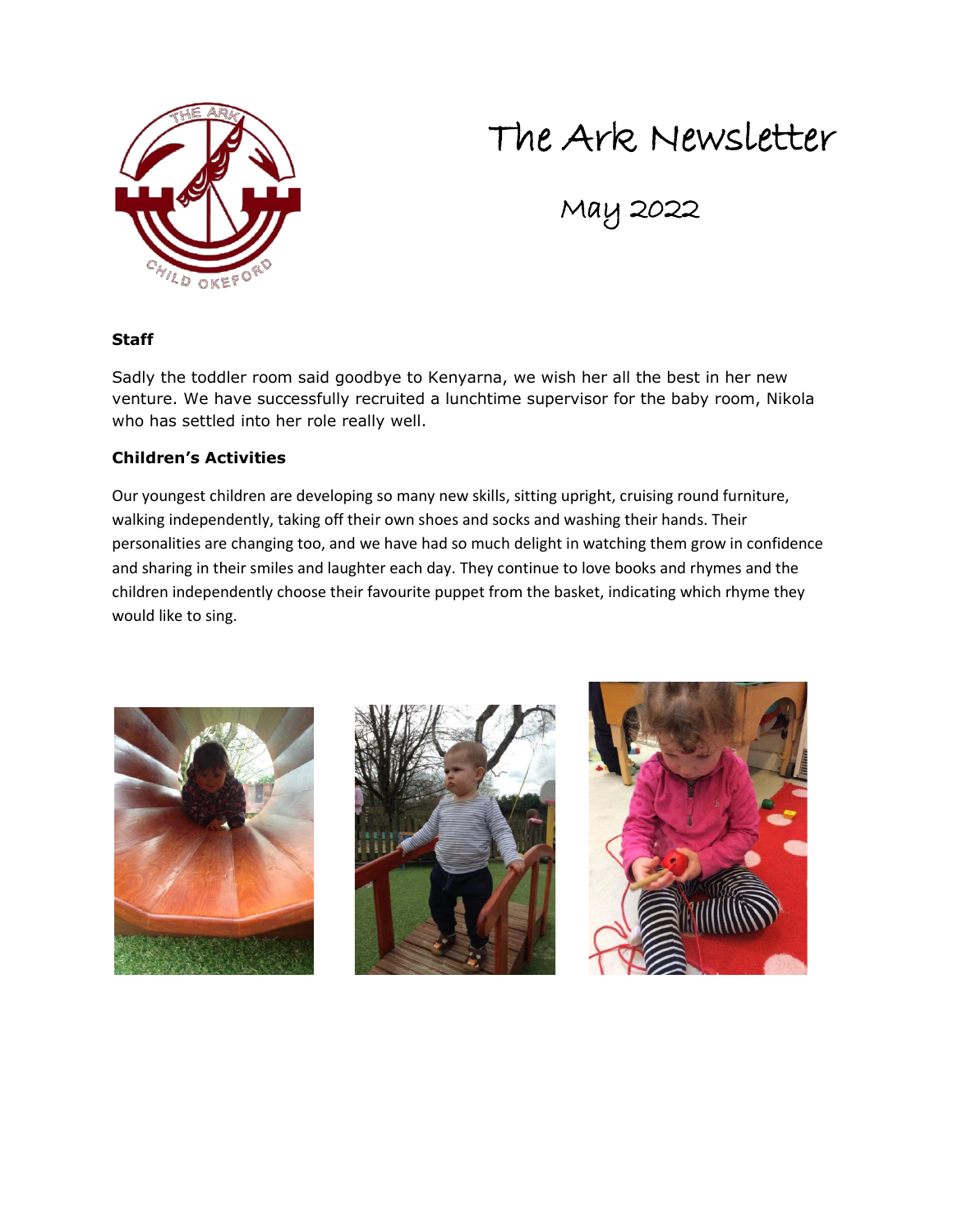# The Ark Newsletter

## May 2022

### Staff

Sadly the toddler room said goodbye to Kenyarna, we wish her all the best in her new venture. We have successfully recruited a lunchtime supervisor for the baby room, Nikola who has settled into her role really well.

### Children's Activities

Our youngest children are developing so many new skills, sitting upright, cruising round furniture, walking independently, taking off their own shoes and socks and washing their hands. Their personalities are changing too, and we have had so much delight in watching them grow in confidence and sharing in their smiles and laughter each day. They continue to love books and rhymes and the children independently choose their favourite puppet from the basket, indicating which rhyme they would like to sing.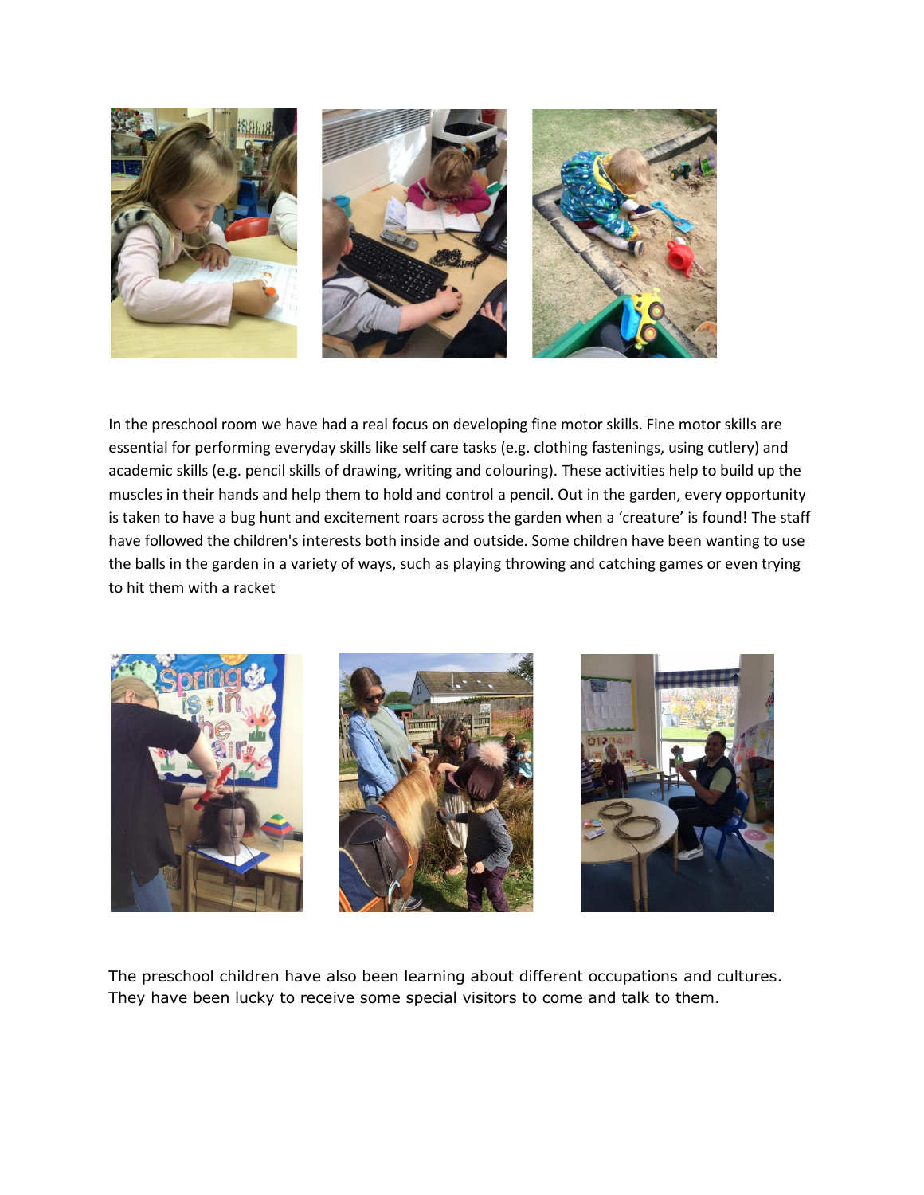In the preschool room we have had a real focus on developing fine motor skills. Fine motor skills are essential for performing everyday skills like self care tasks (e.g. clothing fastenings, using cutlery) and academic skills (e.g. pencil skills of drawing, writing and colouring). These activities help to build up the muscles in their hands and help them to hold and control a pencil. Out in the garden, every opportunity is taken to have a bug hunt and excitement roars across the garden when a 'creature' is found! The staff have followed the children's interests both inside and outside. Some children have been wanting to use the balls in the garden in a variety of ways, such as playing throwing and catching games or even trying to hit them with a racket

The preschool children have also been learning about different occupations and cultures. They have been lucky to receive some special visitors to come and talk to them.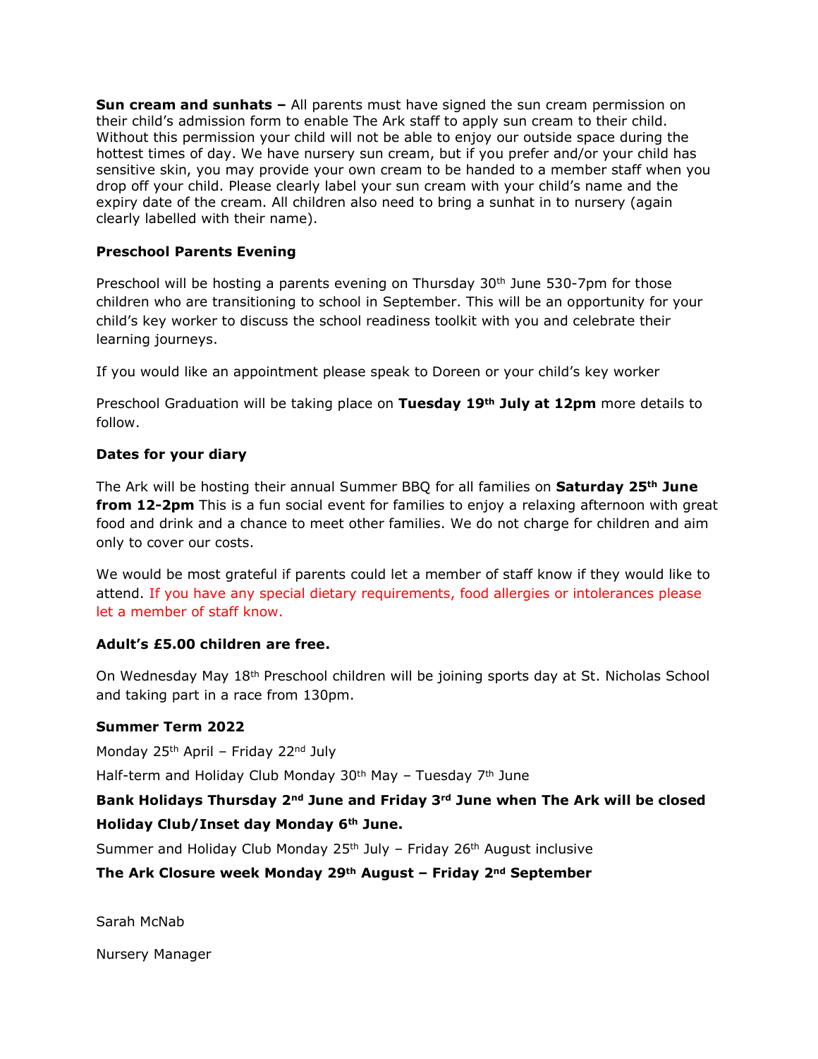**Sun cream and sunhats –** All parents must have signed the sun cream permission on their child's admission form to enable The Ark staff to apply sun cream to their child. Without this permission your child will not be able to enjoy our outside space during the hottest times of day. We have nursery sun cream, but if you prefer and/or your child has sensitive skin, you may provide your own cream to be handed to a member staff when you drop off your child. Please clearly label your sun cream with your child's name and the expiry date of the cream. All children also need to bring a sunhat in to nursery (again clearly labelled with their name).

**Preschool Parents Evening**

Preschool will be hosting a parents evening on Thursday 30th June 530-7pm for those children who are transitioning to school in September. This will be an opportunity for your child's key worker to discuss the school readiness toolkit with you and celebrate their learning journeys.

If you would like an appointment please speak to Doreen or your child's key worker

Preschool Graduation will be taking place on **Tuesday 19th July at 12pm** more details to follow.

**Dates for your diary**

The Ark will be hosting their annual Summer BBQ for all families on **Saturday 25th June from 12-2pm** This is a fun social event for families to enjoy a relaxing afternoon with great food and drink and a chance to meet other families. We do not charge for children and aim only to cover our costs.

We would be most grateful if parents could let a member of staff know if they would like to attend. If you have any special dietary requirements, food allergies or intolerances please let a member of staff know.

**Adult's £5.00 children are free.**

On Wednesday May 18th Preschool children will be joining sports day at St. Nicholas School and taking part in a race from 130pm.

**Summer Term 2022**

Monday 25th April – Friday 22nd July

Half-term and Holiday Club Monday 30th May – Tuesday 7th June

**Bank Holidays Thursday 2nd June and Friday 3rd June when The Ark will be closed**

**Holiday Club/Inset day Monday 6th June.**

Summer and Holiday Club Monday 25th July – Friday 26th August inclusive

**The Ark Closure week Monday 29th August – Friday 2nd September**

Sarah McNab

Nursery Manager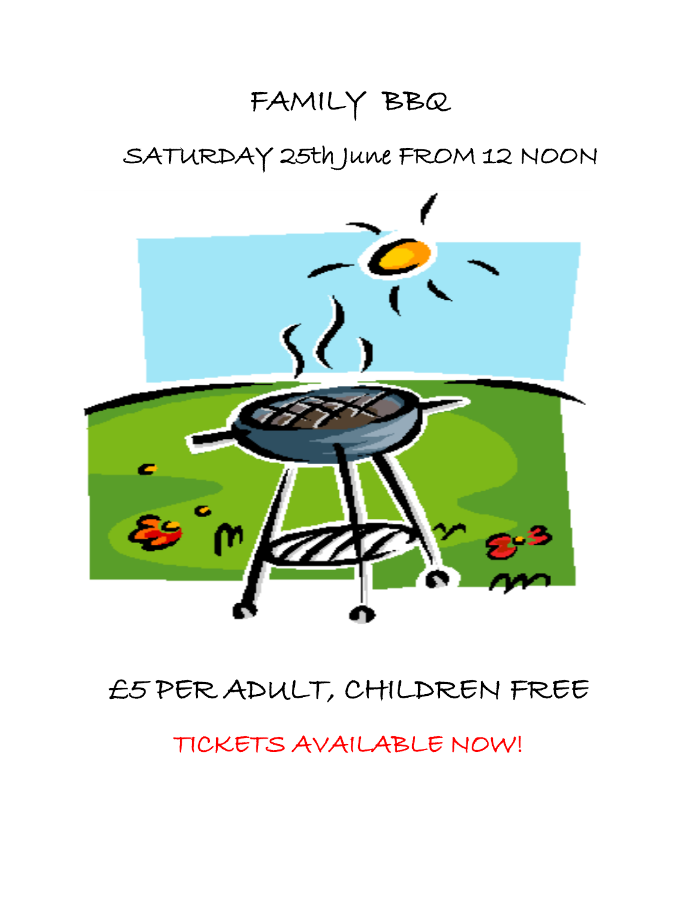# FAMILY BBQ

## SATURDAY 25th June FROM 12 NOON

£5 PER ADULT, CHILDREN FREE

TICKETS AVAILABLE NOW!